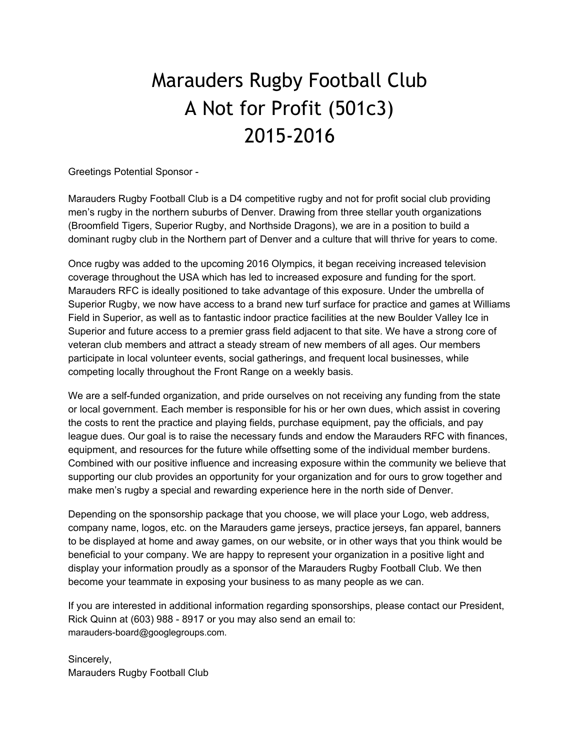# Marauders Rugby Football Club
# A Not for Profit (501c3)
# 2015-2016

Greetings Potential Sponsor -

Marauders Rugby Football Club is a D4 competitive rugby and not for profit social club providing men's rugby in the northern suburbs of Denver. Drawing from three stellar youth organizations (Broomfield Tigers, Superior Rugby, and Northside Dragons), we are in a position to build a dominant rugby club in the Northern part of Denver and a culture that will thrive for years to come.

Once rugby was added to the upcoming 2016 Olympics, it began receiving increased television coverage throughout the USA which has led to increased exposure and funding for the sport. Marauders RFC is ideally positioned to take advantage of this exposure. Under the umbrella of Superior Rugby, we now have access to a brand new turf surface for practice and games at Williams Field in Superior, as well as to fantastic indoor practice facilities at the new Boulder Valley Ice in Superior and future access to a premier grass field adjacent to that site. We have a strong core of veteran club members and attract a steady stream of new members of all ages. Our members participate in local volunteer events, social gatherings, and frequent local businesses, while competing locally throughout the Front Range on a weekly basis.

We are a self-funded organization, and pride ourselves on not receiving any funding from the state or local government. Each member is responsible for his or her own dues, which assist in covering the costs to rent the practice and playing fields, purchase equipment, pay the officials, and pay league dues. Our goal is to raise the necessary funds and endow the Marauders RFC with finances, equipment, and resources for the future while offsetting some of the individual member burdens. Combined with our positive influence and increasing exposure within the community we believe that supporting our club provides an opportunity for your organization and for ours to grow together and make men's rugby a special and rewarding experience here in the north side of Denver.

Depending on the sponsorship package that you choose, we will place your Logo, web address, company name, logos, etc. on the Marauders game jerseys, practice jerseys, fan apparel, banners to be displayed at home and away games, on our website, or in other ways that you think would be beneficial to your company. We are happy to represent your organization in a positive light and display your information proudly as a sponsor of the Marauders Rugby Football Club. We then become your teammate in exposing your business to as many people as we can.

If you are interested in additional information regarding sponsorships, please contact our President, Rick Quinn at (603) 988 - 8917 or you may also send an email to: marauders-board@googlegroups.com.

Sincerely,
Marauders Rugby Football Club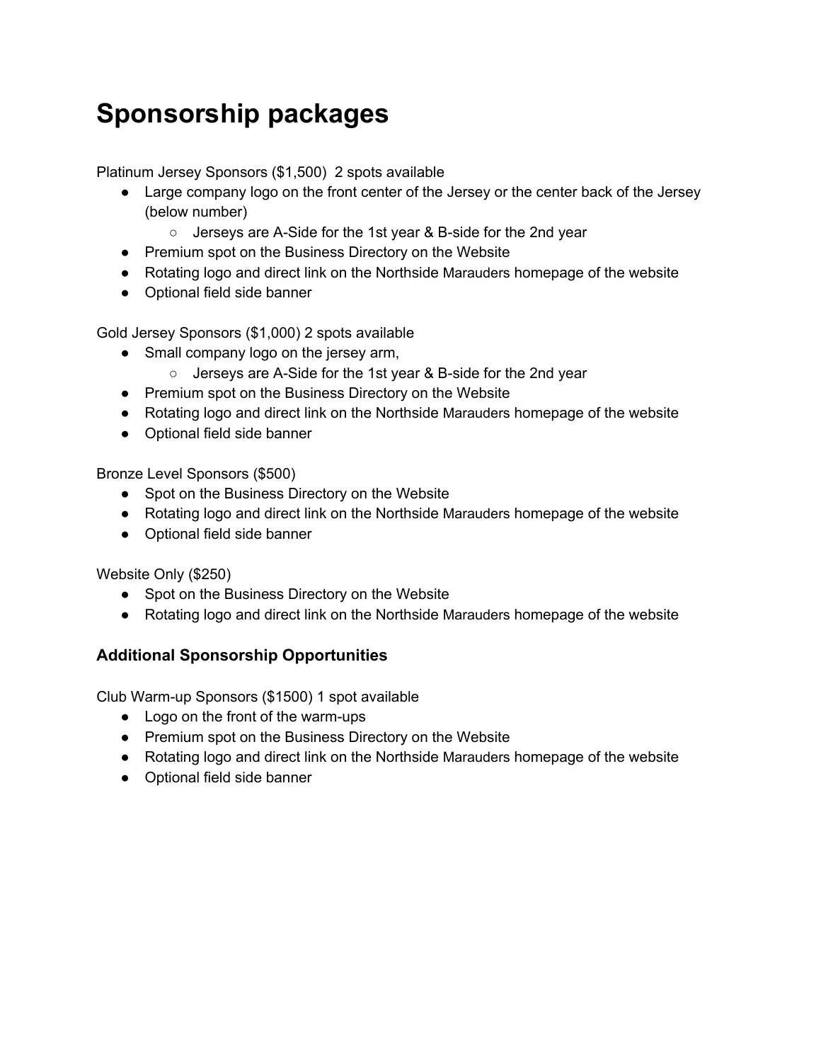# Sponsorship packages

Platinum Jersey Sponsors ($1,500)  2 spots available

- Large company logo on the front center of the Jersey or the center back of the Jersey (below number)
  - Jerseys are A-Side for the 1st year & B-side for the 2nd year
- Premium spot on the Business Directory on the Website
- Rotating logo and direct link on the Northside Marauders homepage of the website
- Optional field side banner

Gold Jersey Sponsors ($1,000) 2 spots available

- Small company logo on the jersey arm,
  - Jerseys are A-Side for the 1st year & B-side for the 2nd year
- Premium spot on the Business Directory on the Website
- Rotating logo and direct link on the Northside Marauders homepage of the website
- Optional field side banner

Bronze Level Sponsors ($500)

- Spot on the Business Directory on the Website
- Rotating logo and direct link on the Northside Marauders homepage of the website
- Optional field side banner

Website Only ($250)

- Spot on the Business Directory on the Website
- Rotating logo and direct link on the Northside Marauders homepage of the website

### Additional Sponsorship Opportunities

Club Warm-up Sponsors ($1500) 1 spot available

- Logo on the front of the warm-ups
- Premium spot on the Business Directory on the Website
- Rotating logo and direct link on the Northside Marauders homepage of the website
- Optional field side banner